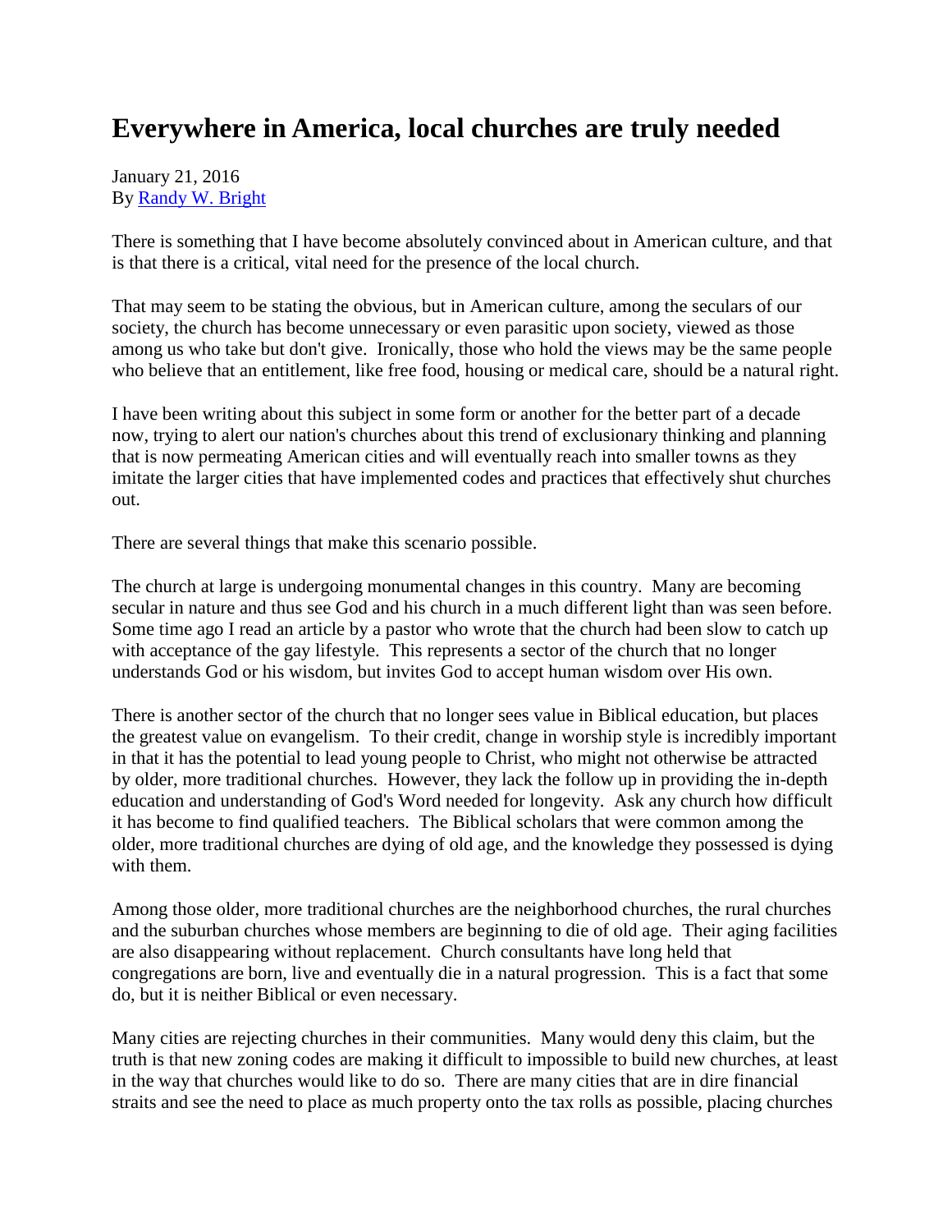# Everywhere in America, local churches are truly needed

January 21, 2016
By [Randy W. Bright]

There is something that I have become absolutely convinced about in American culture, and that is that there is a critical, vital need for the presence of the local church.

That may seem to be stating the obvious, but in American culture, among the seculars of our society, the church has become unnecessary or even parasitic upon society, viewed as those among us who take but don't give. Ironically, those who hold the views may be the same people who believe that an entitlement, like free food, housing or medical care, should be a natural right.

I have been writing about this subject in some form or another for the better part of a decade now, trying to alert our nation's churches about this trend of exclusionary thinking and planning that is now permeating American cities and will eventually reach into smaller towns as they imitate the larger cities that have implemented codes and practices that effectively shut churches out.

There are several things that make this scenario possible.

The church at large is undergoing monumental changes in this country. Many are becoming secular in nature and thus see God and his church in a much different light than was seen before. Some time ago I read an article by a pastor who wrote that the church had been slow to catch up with acceptance of the gay lifestyle. This represents a sector of the church that no longer understands God or his wisdom, but invites God to accept human wisdom over His own.

There is another sector of the church that no longer sees value in Biblical education, but places the greatest value on evangelism. To their credit, change in worship style is incredibly important in that it has the potential to lead young people to Christ, who might not otherwise be attracted by older, more traditional churches. However, they lack the follow up in providing the in-depth education and understanding of God's Word needed for longevity. Ask any church how difficult it has become to find qualified teachers. The Biblical scholars that were common among the older, more traditional churches are dying of old age, and the knowledge they possessed is dying with them.

Among those older, more traditional churches are the neighborhood churches, the rural churches and the suburban churches whose members are beginning to die of old age. Their aging facilities are also disappearing without replacement. Church consultants have long held that congregations are born, live and eventually die in a natural progression. This is a fact that some do, but it is neither Biblical or even necessary.

Many cities are rejecting churches in their communities. Many would deny this claim, but the truth is that new zoning codes are making it difficult to impossible to build new churches, at least in the way that churches would like to do so. There are many cities that are in dire financial straits and see the need to place as much property onto the tax rolls as possible, placing churches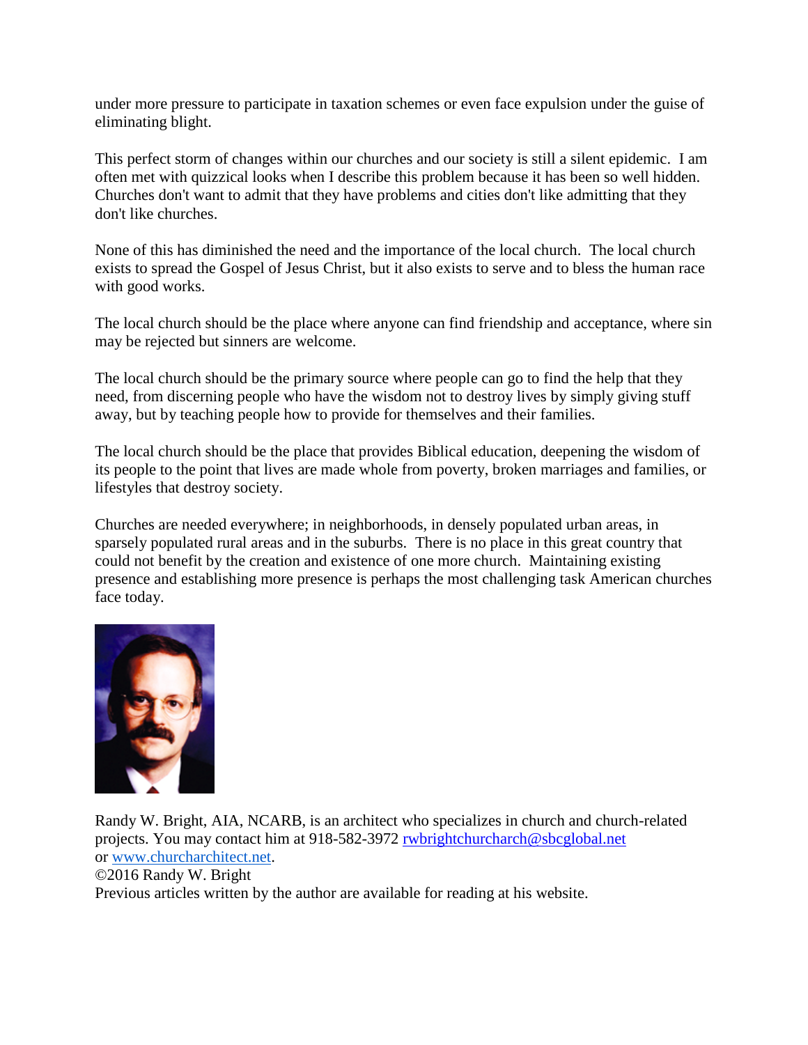under more pressure to participate in taxation schemes or even face expulsion under the guise of eliminating blight.

This perfect storm of changes within our churches and our society is still a silent epidemic. I am often met with quizzical looks when I describe this problem because it has been so well hidden. Churches don't want to admit that they have problems and cities don't like admitting that they don't like churches.

None of this has diminished the need and the importance of the local church. The local church exists to spread the Gospel of Jesus Christ, but it also exists to serve and to bless the human race with good works.

The local church should be the place where anyone can find friendship and acceptance, where sin may be rejected but sinners are welcome.

The local church should be the primary source where people can go to find the help that they need, from discerning people who have the wisdom not to destroy lives by simply giving stuff away, but by teaching people how to provide for themselves and their families.

The local church should be the place that provides Biblical education, deepening the wisdom of its people to the point that lives are made whole from poverty, broken marriages and families, or lifestyles that destroy society.

Churches are needed everywhere; in neighborhoods, in densely populated urban areas, in sparsely populated rural areas and in the suburbs. There is no place in this great country that could not benefit by the creation and existence of one more church. Maintaining existing presence and establishing more presence is perhaps the most challenging task American churches face today.

Randy W. Bright, AIA, NCARB, is an architect who specializes in church and church-related projects. You may contact him at 918-582-3972 rwbrightchurcharch@sbcglobal.net or www.churcharchitect.net.
©2016 Randy W. Bright
Previous articles written by the author are available for reading at his website.